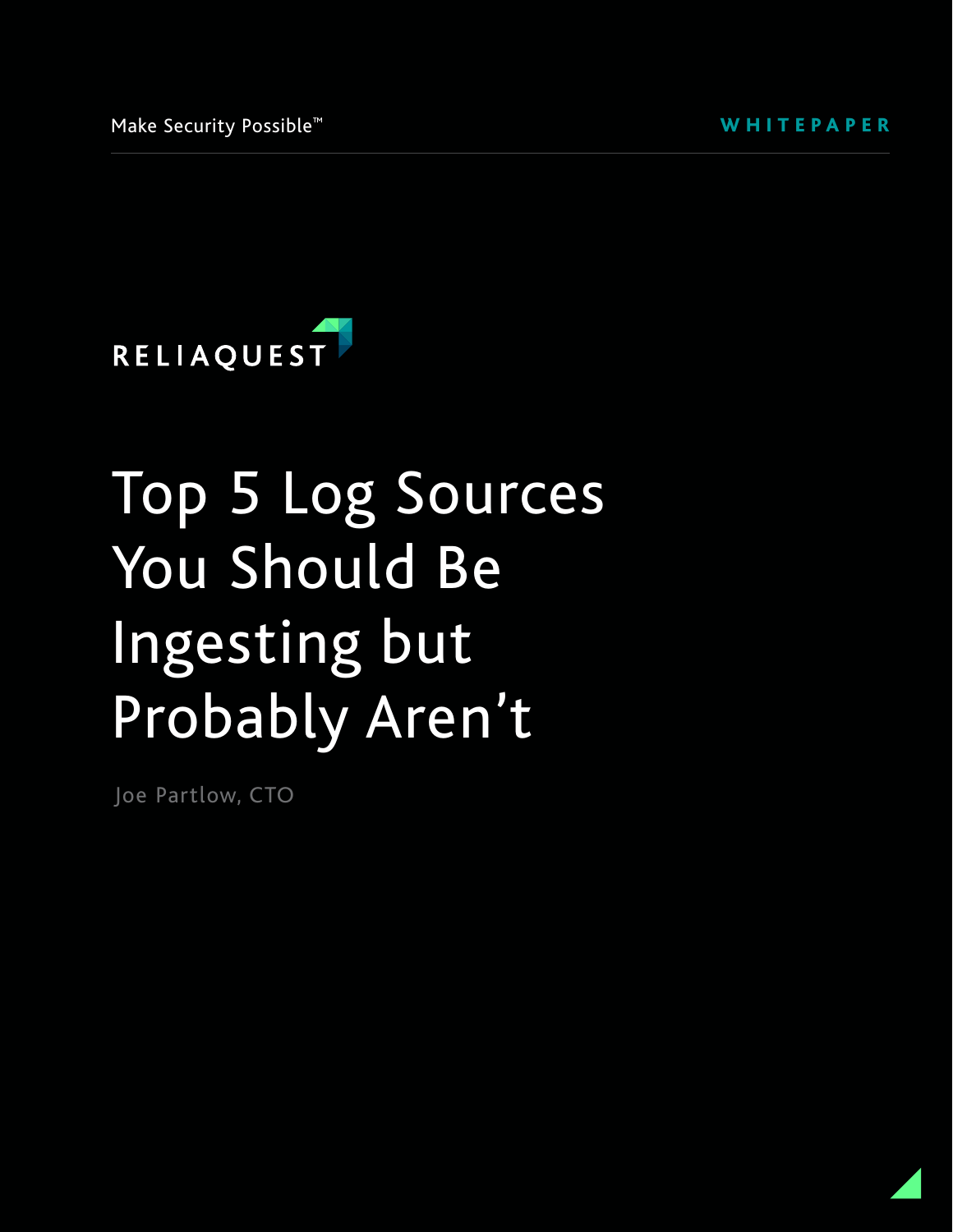Make Security Possible™

WHITEPAPER

RELIAQUEST

# Top 5 Log Sources You Should Be Ingesting but Probably Aren't

Joe Partlow, CTO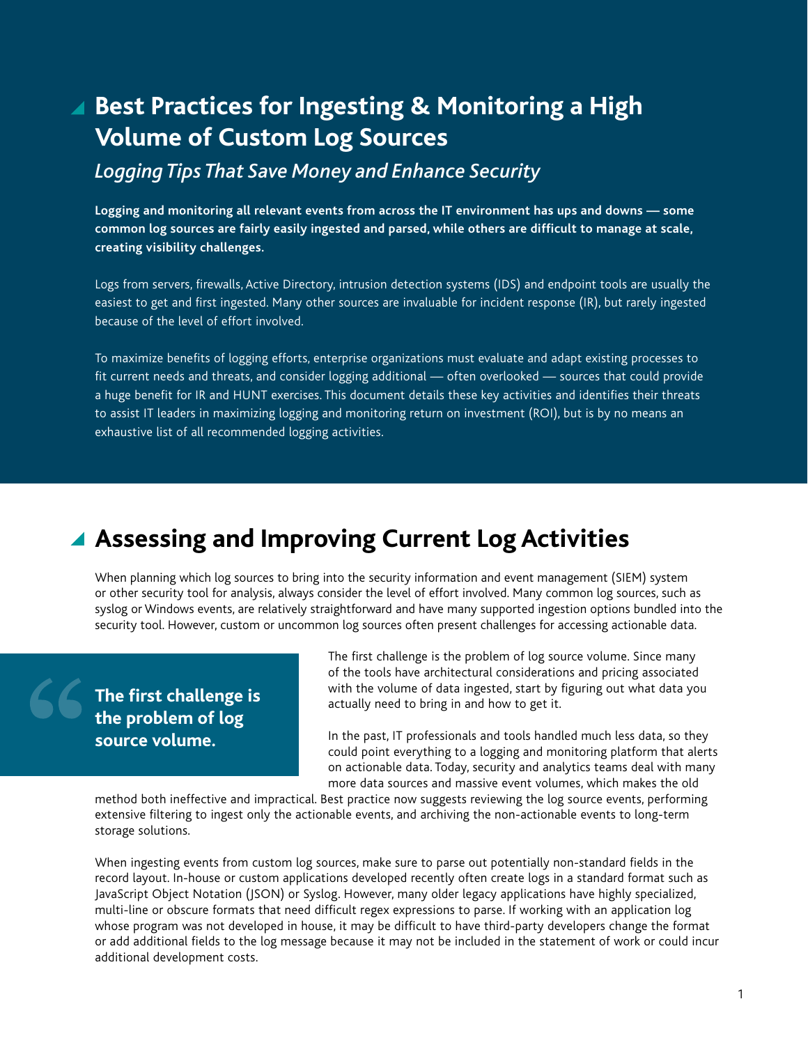# Best Practices for Ingesting & Monitoring a High Volume of Custom Log Sources

*Logging Tips That Save Money and Enhance Security*

**Logging and monitoring all relevant events from across the IT environment has ups and downs — some common log sources are fairly easily ingested and parsed, while others are difficult to manage at scale, creating visibility challenges.**

Logs from servers, firewalls, Active Directory, intrusion detection systems (IDS) and endpoint tools are usually the easiest to get and first ingested. Many other sources are invaluable for incident response (IR), but rarely ingested because of the level of effort involved.

To maximize benefits of logging efforts, enterprise organizations must evaluate and adapt existing processes to fit current needs and threats, and consider logging additional — often overlooked — sources that could provide a huge benefit for IR and HUNT exercises. This document details these key activities and identifies their threats to assist IT leaders in maximizing logging and monitoring return on investment (ROI), but is by no means an exhaustive list of all recommended logging activities.

## Assessing and Improving Current Log Activities

When planning which log sources to bring into the security information and event management (SIEM) system or other security tool for analysis, always consider the level of effort involved. Many common log sources, such as syslog or Windows events, are relatively straightforward and have many supported ingestion options bundled into the security tool. However, custom or uncommon log sources often present challenges for accessing actionable data.

> **The first challenge is the problem of log source volume.**

The first challenge is the problem of log source volume. Since many of the tools have architectural considerations and pricing associated with the volume of data ingested, start by figuring out what data you actually need to bring in and how to get it.

In the past, IT professionals and tools handled much less data, so they could point everything to a logging and monitoring platform that alerts on actionable data. Today, security and analytics teams deal with many more data sources and massive event volumes, which makes the old method both ineffective and impractical. Best practice now suggests reviewing the log source events, performing extensive filtering to ingest only the actionable events, and archiving the non-actionable events to long-term storage solutions.

When ingesting events from custom log sources, make sure to parse out potentially non-standard fields in the record layout. In-house or custom applications developed recently often create logs in a standard format such as JavaScript Object Notation (JSON) or Syslog. However, many older legacy applications have highly specialized, multi-line or obscure formats that need difficult regex expressions to parse. If working with an application log whose program was not developed in house, it may be difficult to have third-party developers change the format or add additional fields to the log message because it may not be included in the statement of work or could incur additional development costs.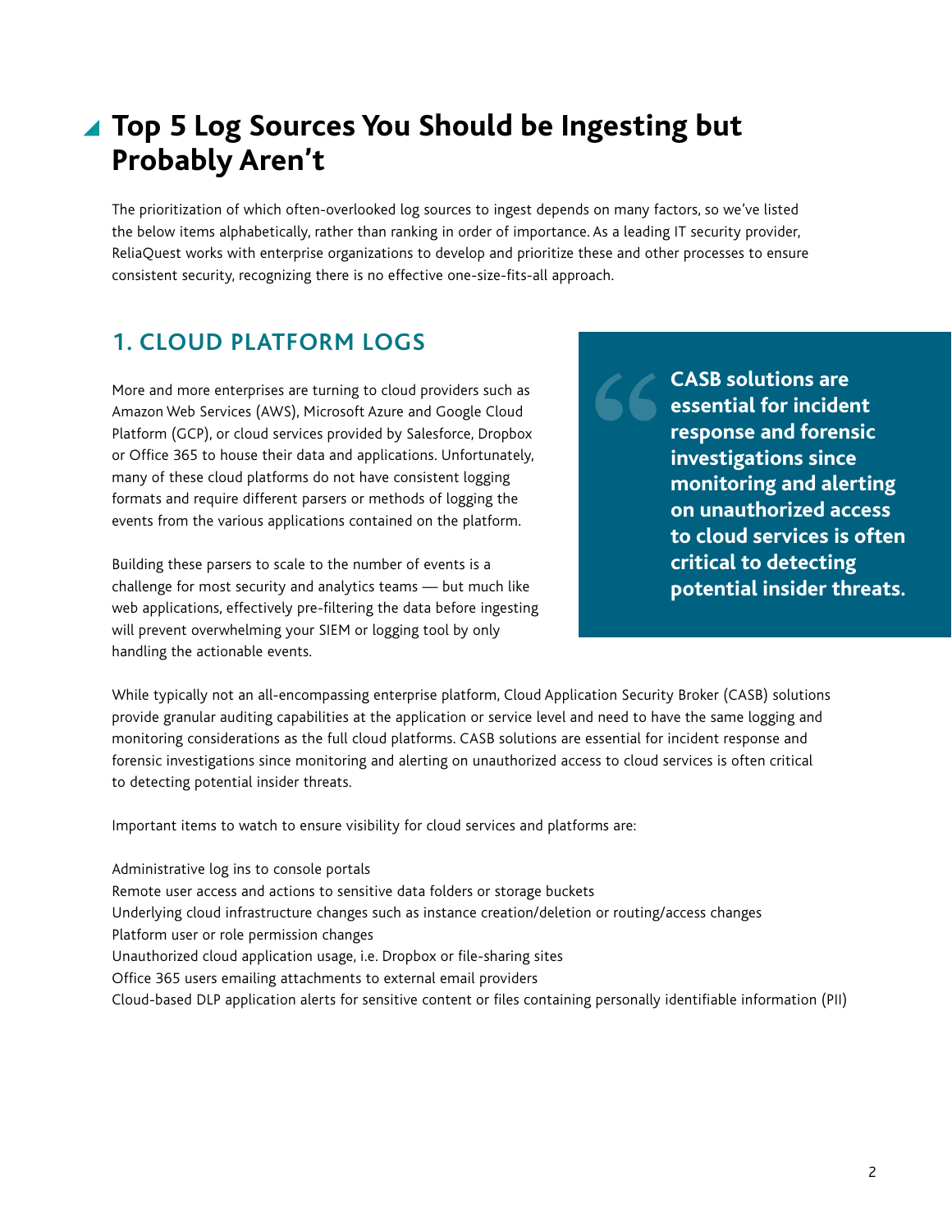# Top 5 Log Sources You Should be Ingesting but Probably Aren't

The prioritization of which often-overlooked log sources to ingest depends on many factors, so we've listed the below items alphabetically, rather than ranking in order of importance. As a leading IT security provider, ReliaQuest works with enterprise organizations to develop and prioritize these and other processes to ensure consistent security, recognizing there is no effective one-size-fits-all approach.

## 1. CLOUD PLATFORM LOGS

More and more enterprises are turning to cloud providers such as Amazon Web Services (AWS), Microsoft Azure and Google Cloud Platform (GCP), or cloud services provided by Salesforce, Dropbox or Office 365 to house their data and applications. Unfortunately, many of these cloud platforms do not have consistent logging formats and require different parsers or methods of logging the events from the various applications contained on the platform.

Building these parsers to scale to the number of events is a challenge for most security and analytics teams — but much like web applications, effectively pre-filtering the data before ingesting will prevent overwhelming your SIEM or logging tool by only handling the actionable events.

> **CASB solutions are essential for incident response and forensic investigations since monitoring and alerting on unauthorized access to cloud services is often critical to detecting potential insider threats.**

While typically not an all-encompassing enterprise platform, Cloud Application Security Broker (CASB) solutions provide granular auditing capabilities at the application or service level and need to have the same logging and monitoring considerations as the full cloud platforms. CASB solutions are essential for incident response and forensic investigations since monitoring and alerting on unauthorized access to cloud services is often critical to detecting potential insider threats.

Important items to watch to ensure visibility for cloud services and platforms are:

Administrative log ins to console portals
Remote user access and actions to sensitive data folders or storage buckets
Underlying cloud infrastructure changes such as instance creation/deletion or routing/access changes
Platform user or role permission changes
Unauthorized cloud application usage, i.e. Dropbox or file-sharing sites
Office 365 users emailing attachments to external email providers
Cloud-based DLP application alerts for sensitive content or files containing personally identifiable information (PII)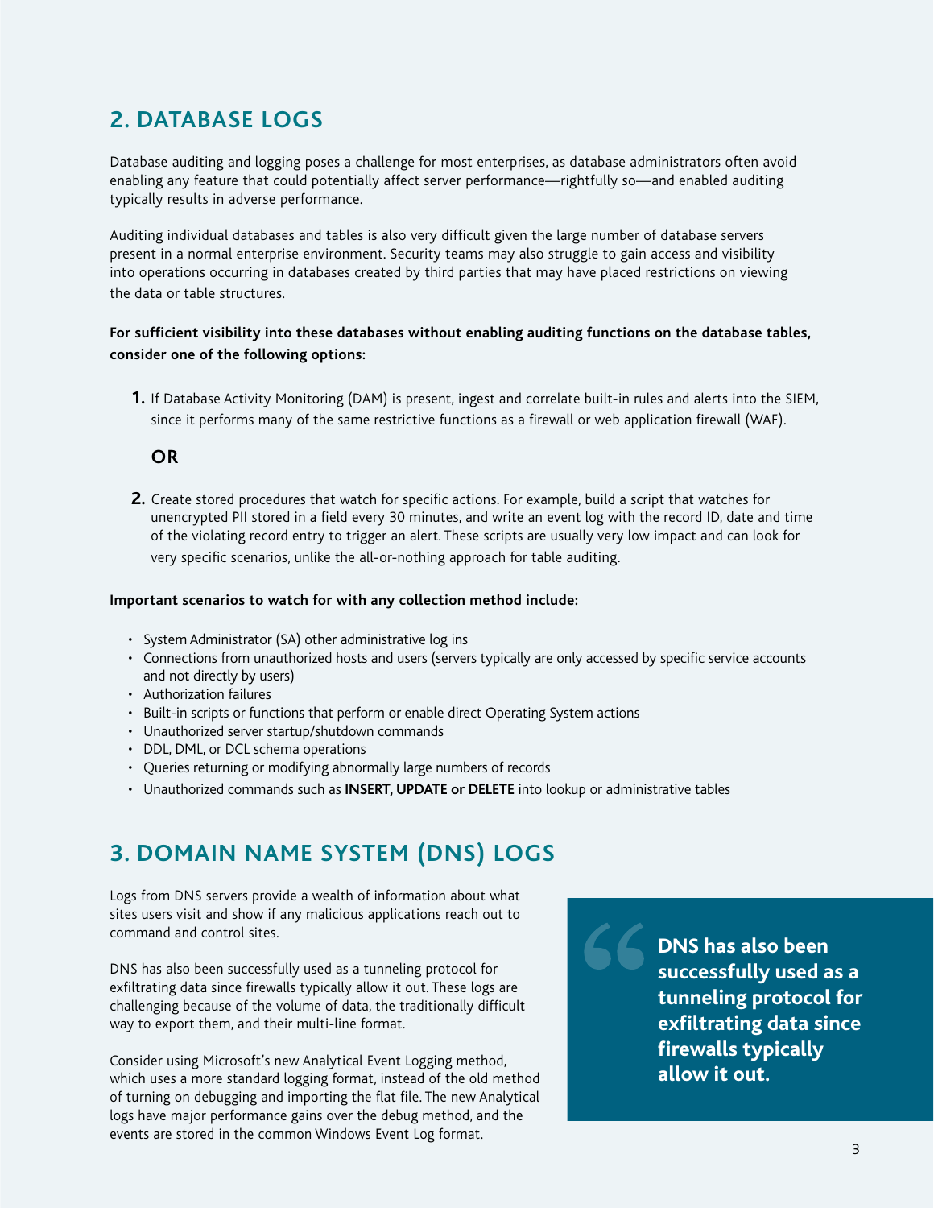## 2. DATABASE LOGS

Database auditing and logging poses a challenge for most enterprises, as database administrators often avoid enabling any feature that could potentially affect server performance—rightfully so—and enabled auditing typically results in adverse performance.

Auditing individual databases and tables is also very difficult given the large number of database servers present in a normal enterprise environment. Security teams may also struggle to gain access and visibility into operations occurring in databases created by third parties that may have placed restrictions on viewing the data or table structures.

**For sufficient visibility into these databases without enabling auditing functions on the database tables, consider one of the following options:**

1. If Database Activity Monitoring (DAM) is present, ingest and correlate built-in rules and alerts into the SIEM, since it performs many of the same restrictive functions as a firewall or web application firewall (WAF).

**OR**

2. Create stored procedures that watch for specific actions. For example, build a script that watches for unencrypted PII stored in a field every 30 minutes, and write an event log with the record ID, date and time of the violating record entry to trigger an alert. These scripts are usually very low impact and can look for very specific scenarios, unlike the all-or-nothing approach for table auditing.

**Important scenarios to watch for with any collection method include:**

- System Administrator (SA) other administrative log ins
- Connections from unauthorized hosts and users (servers typically are only accessed by specific service accounts and not directly by users)
- Authorization failures
- Built-in scripts or functions that perform or enable direct Operating System actions
- Unauthorized server startup/shutdown commands
- DDL, DML, or DCL schema operations
- Queries returning or modifying abnormally large numbers of records
- Unauthorized commands such as **INSERT, UPDATE or DELETE** into lookup or administrative tables

## 3. DOMAIN NAME SYSTEM (DNS) LOGS

Logs from DNS servers provide a wealth of information about what sites users visit and show if any malicious applications reach out to command and control sites.

DNS has also been successfully used as a tunneling protocol for exfiltrating data since firewalls typically allow it out. These logs are challenging because of the volume of data, the traditionally difficult way to export them, and their multi-line format.

Consider using Microsoft's new Analytical Event Logging method, which uses a more standard logging format, instead of the old method of turning on debugging and importing the flat file. The new Analytical logs have major performance gains over the debug method, and the events are stored in the common Windows Event Log format.

> **DNS has also been successfully used as a tunneling protocol for exfiltrating data since firewalls typically allow it out.**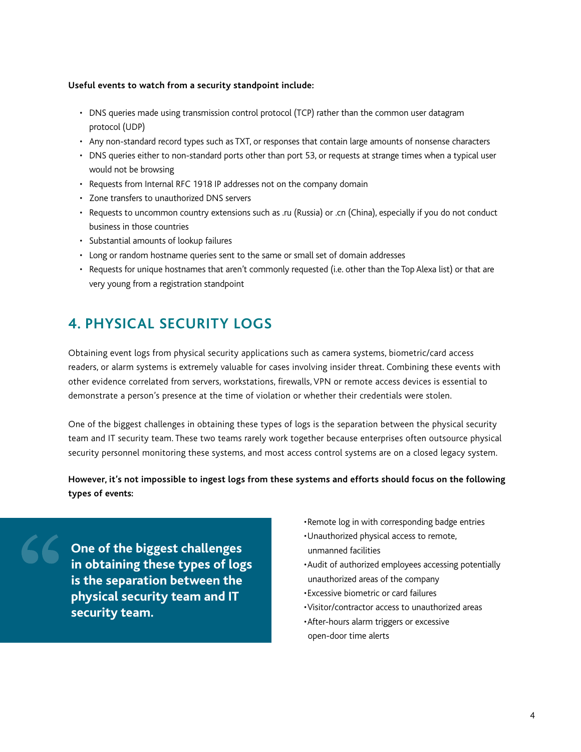**Useful events to watch from a security standpoint include:**

- DNS queries made using transmission control protocol (TCP) rather than the common user datagram protocol (UDP)
- Any non-standard record types such as TXT, or responses that contain large amounts of nonsense characters
- DNS queries either to non-standard ports other than port 53, or requests at strange times when a typical user would not be browsing
- Requests from Internal RFC 1918 IP addresses not on the company domain
- Zone transfers to unauthorized DNS servers
- Requests to uncommon country extensions such as .ru (Russia) or .cn (China), especially if you do not conduct business in those countries
- Substantial amounts of lookup failures
- Long or random hostname queries sent to the same or small set of domain addresses
- Requests for unique hostnames that aren't commonly requested (i.e. other than the Top Alexa list) or that are very young from a registration standpoint

## 4. PHYSICAL SECURITY LOGS

Obtaining event logs from physical security applications such as camera systems, biometric/card access readers, or alarm systems is extremely valuable for cases involving insider threat. Combining these events with other evidence correlated from servers, workstations, firewalls, VPN or remote access devices is essential to demonstrate a person's presence at the time of violation or whether their credentials were stolen.

One of the biggest challenges in obtaining these types of logs is the separation between the physical security team and IT security team. These two teams rarely work together because enterprises often outsource physical security personnel monitoring these systems, and most access control systems are on a closed legacy system.

**However, it's not impossible to ingest logs from these systems and efforts should focus on the following types of events:**

> **One of the biggest challenges in obtaining these types of logs is the separation between the physical security team and IT security team.**

- Remote log in with corresponding badge entries
- Unauthorized physical access to remote, unmanned facilities
- Audit of authorized employees accessing potentially unauthorized areas of the company
- Excessive biometric or card failures
- Visitor/contractor access to unauthorized areas
- After-hours alarm triggers or excessive open-door time alerts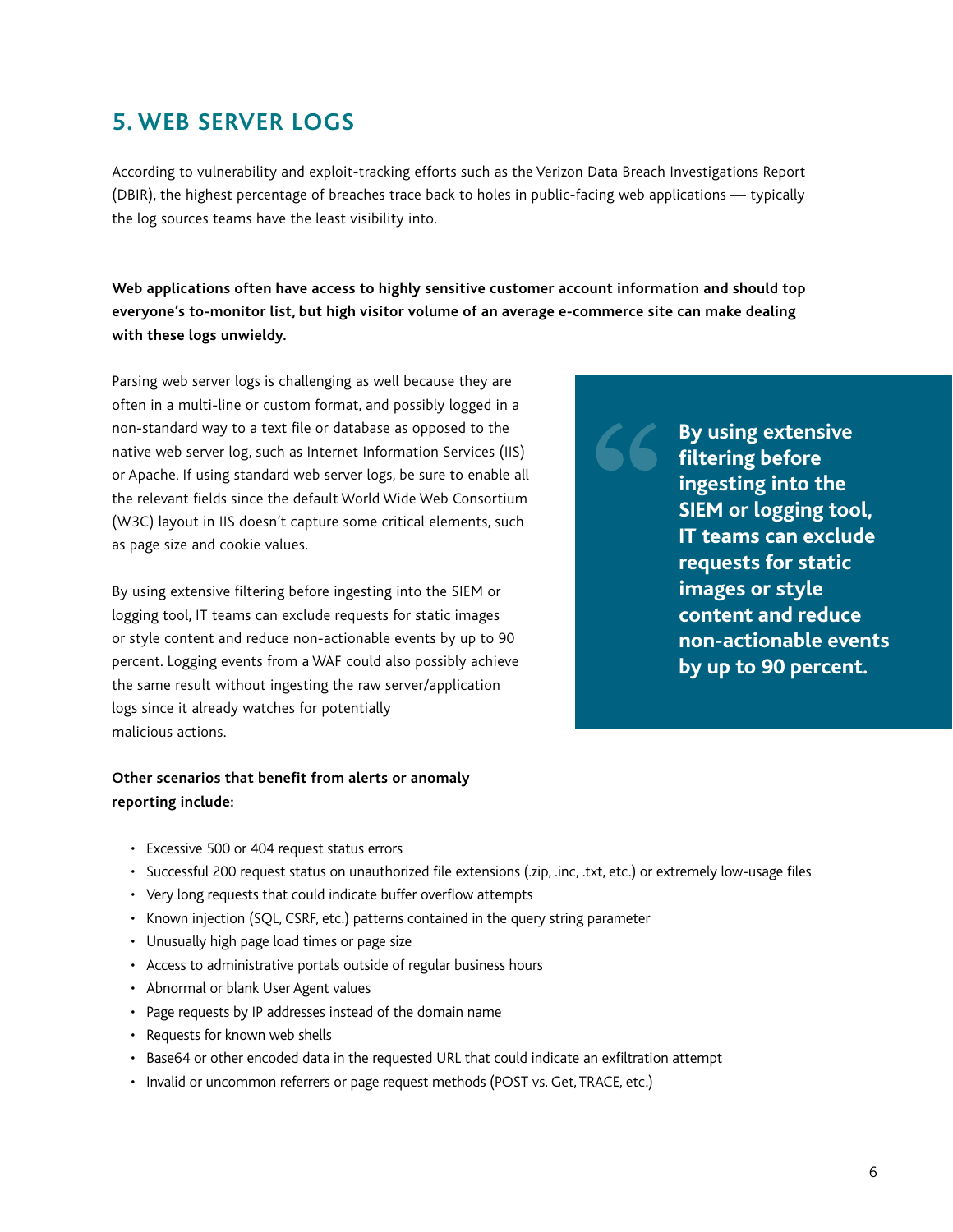## 5. WEB SERVER LOGS

According to vulnerability and exploit-tracking efforts such as the Verizon Data Breach Investigations Report (DBIR), the highest percentage of breaches trace back to holes in public-facing web applications — typically the log sources teams have the least visibility into.

**Web applications often have access to highly sensitive customer account information and should top everyone's to-monitor list, but high visitor volume of an average e-commerce site can make dealing with these logs unwieldy.**

Parsing web server logs is challenging as well because they are often in a multi-line or custom format, and possibly logged in a non-standard way to a text file or database as opposed to the native web server log, such as Internet Information Services (IIS) or Apache. If using standard web server logs, be sure to enable all the relevant fields since the default World Wide Web Consortium (W3C) layout in IIS doesn't capture some critical elements, such as page size and cookie values.

By using extensive filtering before ingesting into the SIEM or logging tool, IT teams can exclude requests for static images or style content and reduce non-actionable events by up to 90 percent. Logging events from a WAF could also possibly achieve the same result without ingesting the raw server/application logs since it already watches for potentially malicious actions.

> **By using extensive filtering before ingesting into the SIEM or logging tool, IT teams can exclude requests for static images or style content and reduce non-actionable events by up to 90 percent.**

**Other scenarios that benefit from alerts or anomaly reporting include:**

- Excessive 500 or 404 request status errors
- Successful 200 request status on unauthorized file extensions (.zip, .inc, .txt, etc.) or extremely low-usage files
- Very long requests that could indicate buffer overflow attempts
- Known injection (SQL, CSRF, etc.) patterns contained in the query string parameter
- Unusually high page load times or page size
- Access to administrative portals outside of regular business hours
- Abnormal or blank User Agent values
- Page requests by IP addresses instead of the domain name
- Requests for known web shells
- Base64 or other encoded data in the requested URL that could indicate an exfiltration attempt
- Invalid or uncommon referrers or page request methods (POST vs. Get, TRACE, etc.)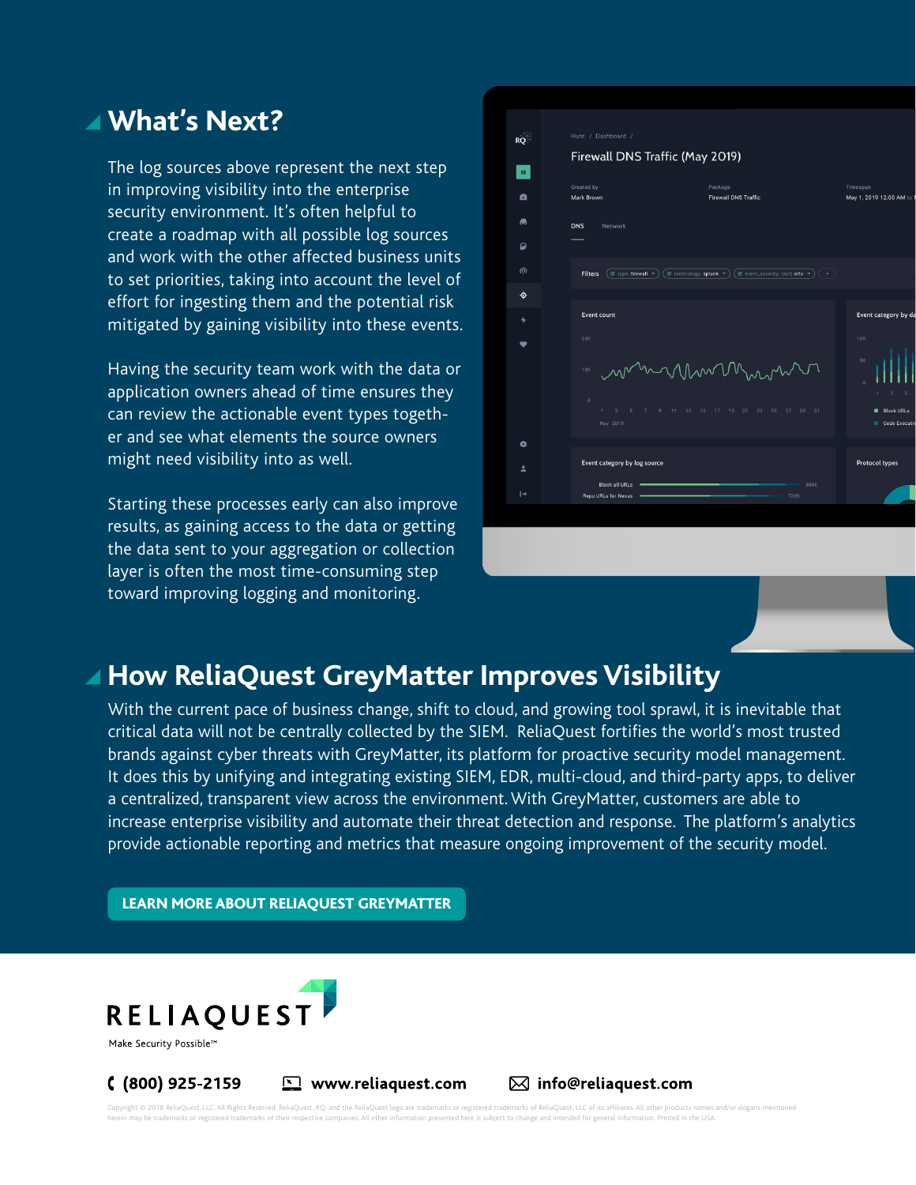## What's Next?

The log sources above represent the next step in improving visibility into the enterprise security environment. It's often helpful to create a roadmap with all possible log sources and work with the other affected business units to set priorities, taking into account the level of effort for ingesting them and the potential risk mitigated by gaining visibility into these events.

Having the security team work with the data or application owners ahead of time ensures they can review the actionable event types together and see what elements the source owners might need visibility into as well.

Starting these processes early can also improve results, as gaining access to the data or getting the data sent to your aggregation or collection layer is often the most time-consuming step toward improving logging and monitoring.

## How ReliaQuest GreyMatter Improves Visibility

With the current pace of business change, shift to cloud, and growing tool sprawl, it is inevitable that critical data will not be centrally collected by the SIEM. ReliaQuest fortifies the world's most trusted brands against cyber threats with GreyMatter, its platform for proactive security model management. It does this by unifying and integrating existing SIEM, EDR, multi-cloud, and third-party apps, to deliver a centralized, transparent view across the environment. With GreyMatter, customers are able to increase enterprise visibility and automate their threat detection and response. The platform's analytics provide actionable reporting and metrics that measure ongoing improvement of the security model.

**LEARN MORE ABOUT RELIAQUEST GREYMATTER**

RELIAQUEST

Make Security Possible™

(800) 925-2159 www.reliaquest.com info@reliaquest.com

Copyright © 2018 ReliaQuest, LLC. All Rights Reserved. ReliaQuest, RQ, and the ReliaQuest logo are trademarks or registered trademarks of ReliaQuest, LLC of its affiliates. All other products names and/or slogans mentioned herein may be trademarks or registered trademarks of their respective companies. All other information presented here is subject to change and intended for general information. Printed in the USA.